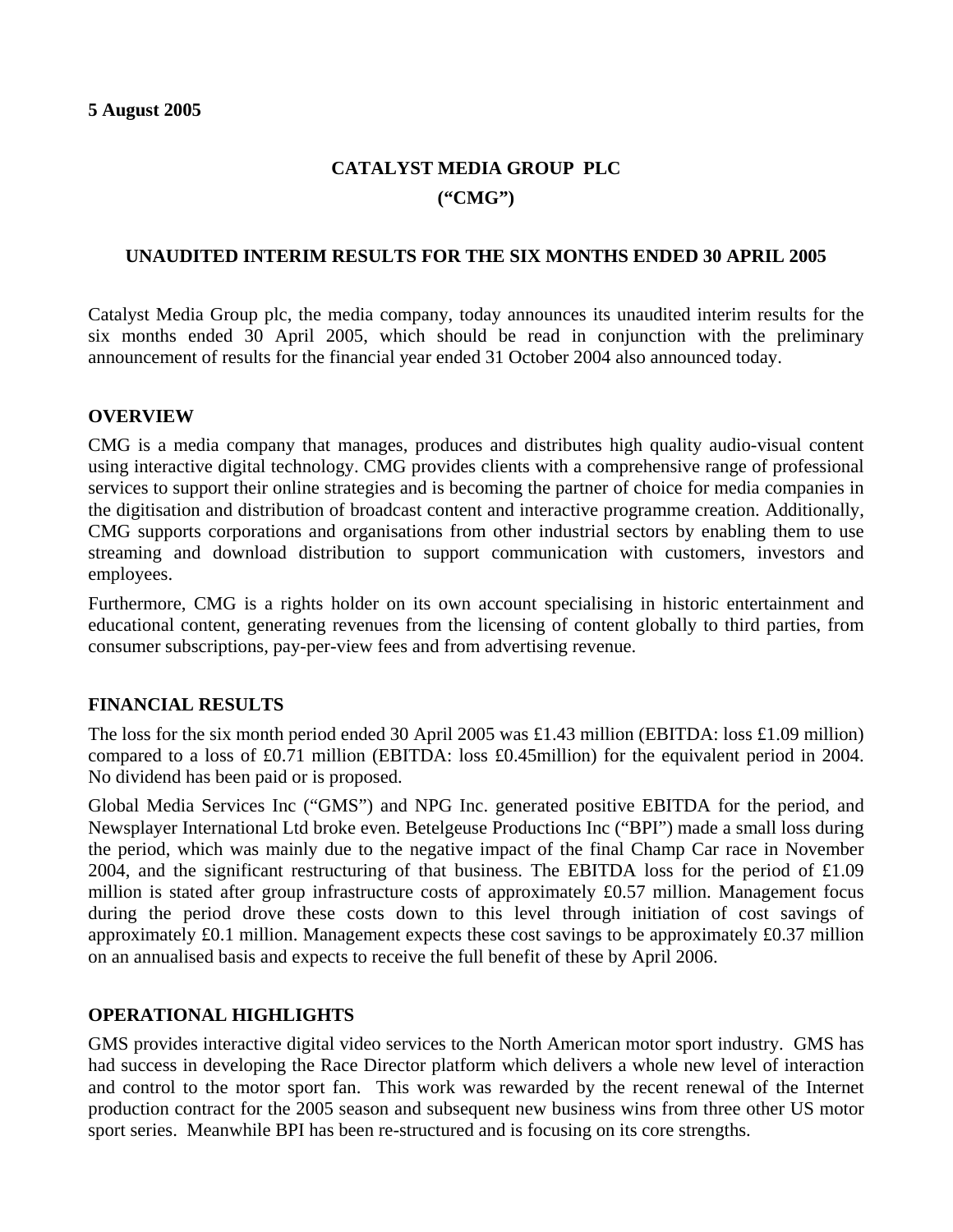**5 August 2005**

# CATALYST MEDIA GROUP PLC

# ("CMG")

## UNAUDITED INTERIM RESULTS FOR THE SIX MONTHS ENDED 30 APRIL 2005

Catalyst Media Group plc, the media company, today announces its unaudited interim results for the six months ended 30 April 2005, which should be read in conjunction with the preliminary announcement of results for the financial year ended 31 October 2004 also announced today.

### OVERVIEW

CMG is a media company that manages, produces and distributes high quality audio-visual content using interactive digital technology. CMG provides clients with a comprehensive range of professional services to support their online strategies and is becoming the partner of choice for media companies in the digitisation and distribution of broadcast content and interactive programme creation. Additionally, CMG supports corporations and organisations from other industrial sectors by enabling them to use streaming and download distribution to support communication with customers, investors and employees.

Furthermore, CMG is a rights holder on its own account specialising in historic entertainment and educational content, generating revenues from the licensing of content globally to third parties, from consumer subscriptions, pay-per-view fees and from advertising revenue.

### FINANCIAL RESULTS

The loss for the six month period ended 30 April 2005 was £1.43 million (EBITDA: loss £1.09 million) compared to a loss of £0.71 million (EBITDA: loss £0.45million) for the equivalent period in 2004. No dividend has been paid or is proposed.

Global Media Services Inc ("GMS") and NPG Inc. generated positive EBITDA for the period, and Newsplayer International Ltd broke even. Betelgeuse Productions Inc ("BPI") made a small loss during the period, which was mainly due to the negative impact of the final Champ Car race in November 2004, and the significant restructuring of that business. The EBITDA loss for the period of £1.09 million is stated after group infrastructure costs of approximately £0.57 million. Management focus during the period drove these costs down to this level through initiation of cost savings of approximately £0.1 million. Management expects these cost savings to be approximately £0.37 million on an annualised basis and expects to receive the full benefit of these by April 2006.

### OPERATIONAL HIGHLIGHTS

GMS provides interactive digital video services to the North American motor sport industry. GMS has had success in developing the Race Director platform which delivers a whole new level of interaction and control to the motor sport fan. This work was rewarded by the recent renewal of the Internet production contract for the 2005 season and subsequent new business wins from three other US motor sport series. Meanwhile BPI has been re-structured and is focusing on its core strengths.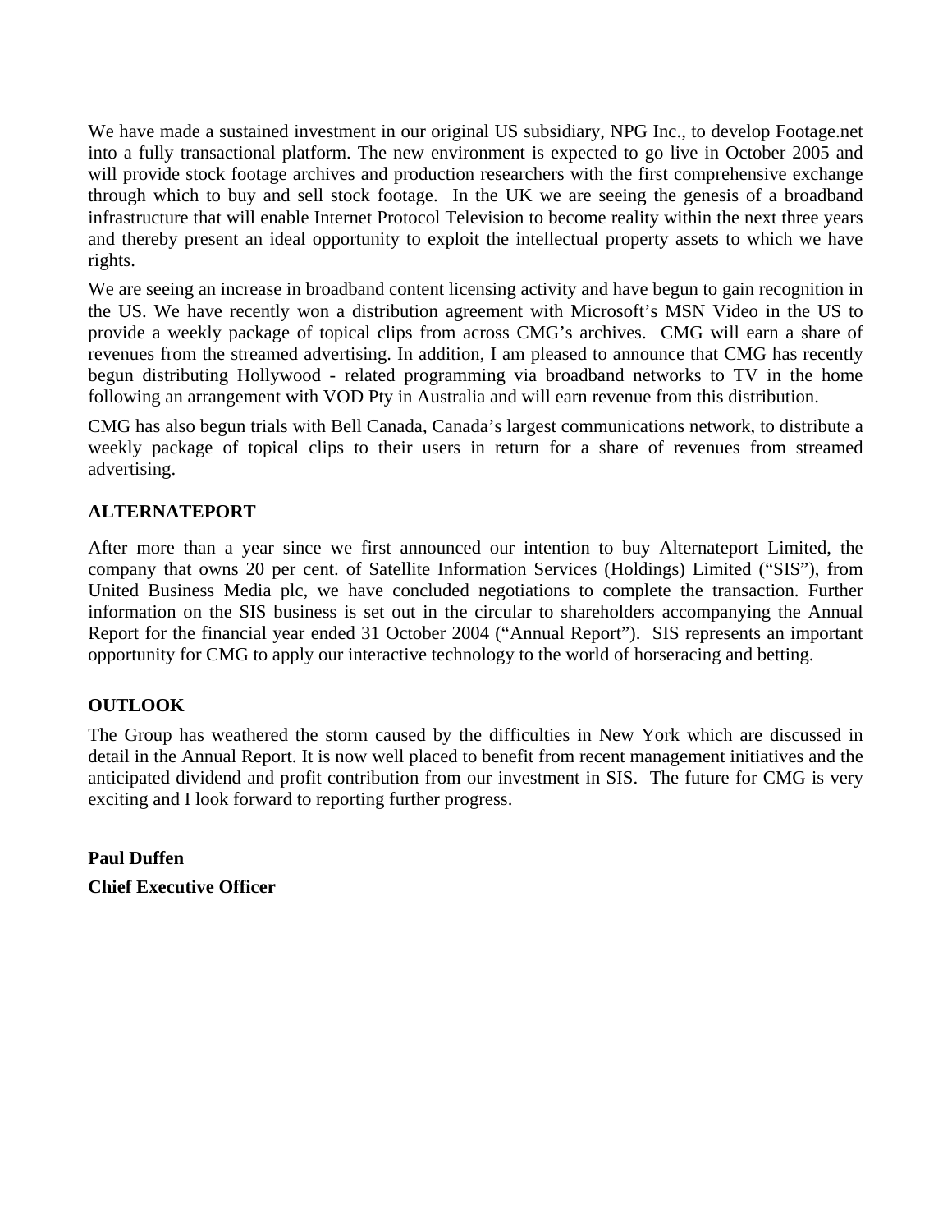We have made a sustained investment in our original US subsidiary, NPG Inc., to develop Footage.net into a fully transactional platform. The new environment is expected to go live in October 2005 and will provide stock footage archives and production researchers with the first comprehensive exchange through which to buy and sell stock footage. In the UK we are seeing the genesis of a broadband infrastructure that will enable Internet Protocol Television to become reality within the next three years and thereby present an ideal opportunity to exploit the intellectual property assets to which we have rights.

We are seeing an increase in broadband content licensing activity and have begun to gain recognition in the US. We have recently won a distribution agreement with Microsoft's MSN Video in the US to provide a weekly package of topical clips from across CMG's archives. CMG will earn a share of revenues from the streamed advertising. In addition, I am pleased to announce that CMG has recently begun distributing Hollywood - related programming via broadband networks to TV in the home following an arrangement with VOD Pty in Australia and will earn revenue from this distribution.

CMG has also begun trials with Bell Canada, Canada's largest communications network, to distribute a weekly package of topical clips to their users in return for a share of revenues from streamed advertising.

**ALTERNATEPORT**

After more than a year since we first announced our intention to buy Alternateport Limited, the company that owns 20 per cent. of Satellite Information Services (Holdings) Limited ("SIS"), from United Business Media plc, we have concluded negotiations to complete the transaction. Further information on the SIS business is set out in the circular to shareholders accompanying the Annual Report for the financial year ended 31 October 2004 ("Annual Report"). SIS represents an important opportunity for CMG to apply our interactive technology to the world of horseracing and betting.

**OUTLOOK**

The Group has weathered the storm caused by the difficulties in New York which are discussed in detail in the Annual Report. It is now well placed to benefit from recent management initiatives and the anticipated dividend and profit contribution from our investment in SIS. The future for CMG is very exciting and I look forward to reporting further progress.

**Paul Duffen**

**Chief Executive Officer**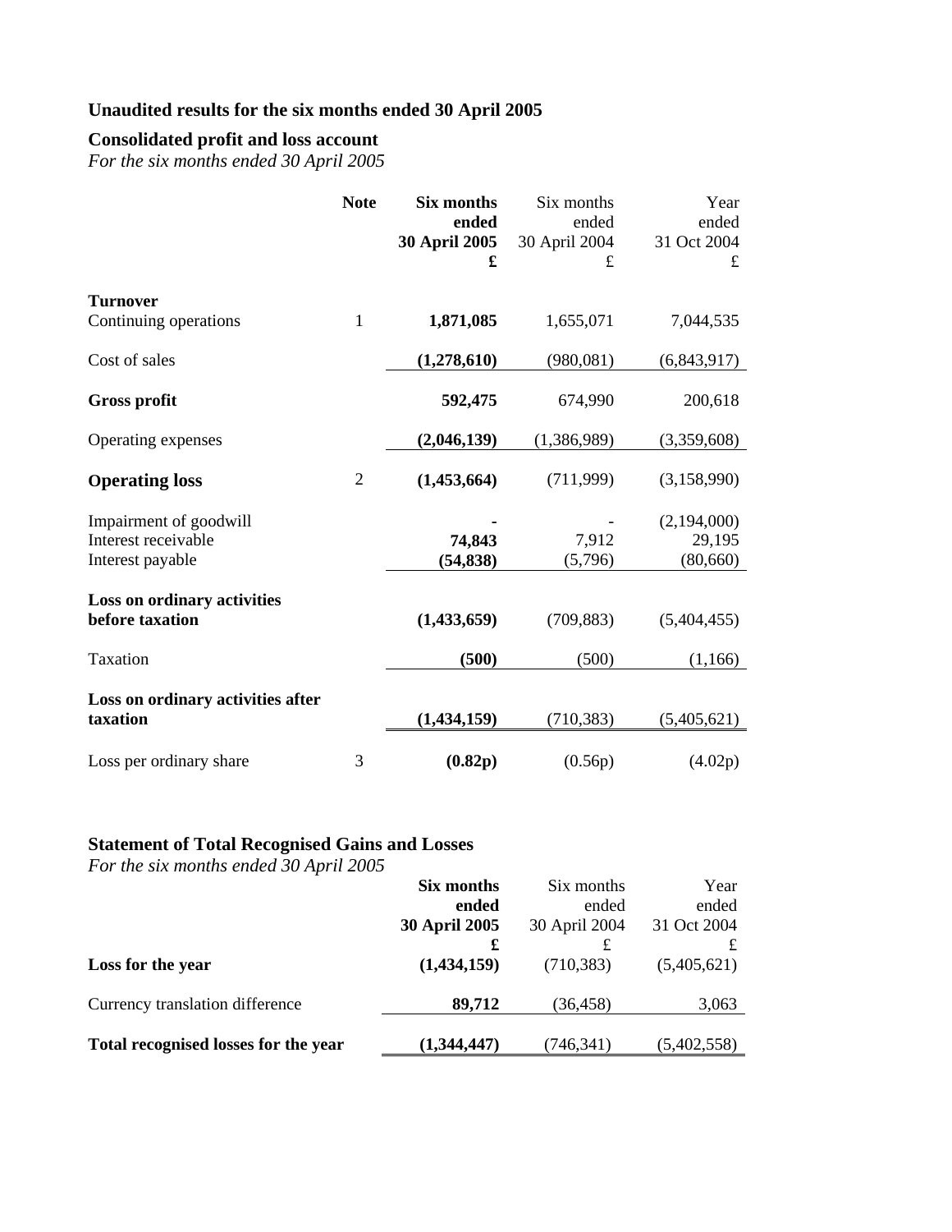## Unaudited results for the six months ended 30 April 2005

## Consolidated profit and loss account

*For the six months ended 30 April 2005*

| | Note | **Six months ended 30 April 2005 £** | Six months ended 30 April 2004 £ | Year ended 31 Oct 2004 £ |
|---|---|---|---|---|
| **Turnover** | | | | |
| Continuing operations | 1 | **1,871,085** | 1,655,071 | 7,044,535 |
| Cost of sales | | **(1,278,610)** | (980,081) | (6,843,917) |
| **Gross profit** | | **592,475** | 674,990 | 200,618 |
| Operating expenses | | **(2,046,139)** | (1,386,989) | (3,359,608) |
| **Operating loss** | 2 | **(1,453,664)** | (711,999) | (3,158,990) |
| Impairment of goodwill | | **-** | - | (2,194,000) |
| Interest receivable | | **74,843** | 7,912 | 29,195 |
| Interest payable | | **(54,838)** | (5,796) | (80,660) |
| **Loss on ordinary activities before taxation** | | **(1,433,659)** | (709,883) | (5,404,455) |
| Taxation | | **(500)** | (500) | (1,166) |
| **Loss on ordinary activities after taxation** | | **(1,434,159)** | (710,383) | (5,405,621) |
| Loss per ordinary share | 3 | **(0.82p)** | (0.56p) | (4.02p) |

## Statement of Total Recognised Gains and Losses

*For the six months ended 30 April 2005*

| | **Six months ended 30 April 2005 £** | Six months ended 30 April 2004 £ | Year ended 31 Oct 2004 £ |
|---|---|---|---|
| **Loss for the year** | **(1,434,159)** | (710,383) | (5,405,621) |
| Currency translation difference | **89,712** | (36,458) | 3,063 |
| **Total recognised losses for the year** | **(1,344,447)** | (746,341) | (5,402,558) |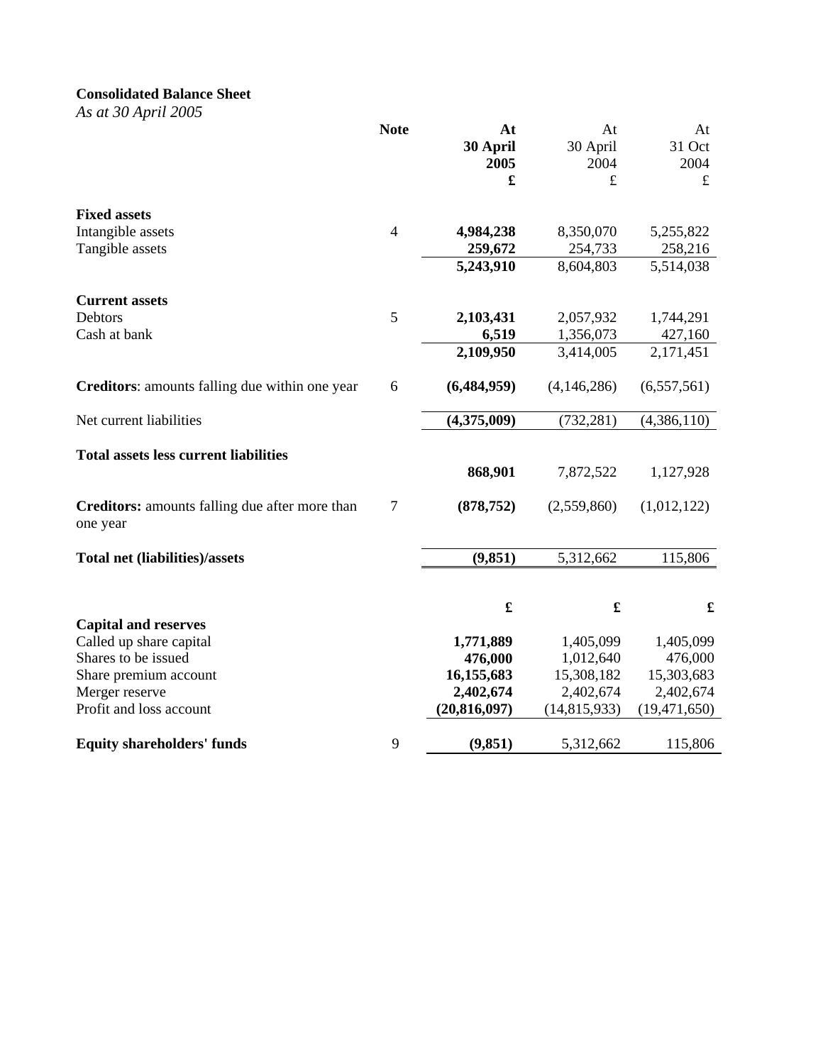**Consolidated Balance Sheet**

*As at 30 April 2005*

| | Note | At 30 April 2005 £ | At 30 April 2004 £ | At 31 Oct 2004 £ |
|---|---|---|---|---|
| **Fixed assets** | | | | |
| Intangible assets | 4 | **4,984,238** | 8,350,070 | 5,255,822 |
| Tangible assets | | **259,672** | 254,733 | 258,216 |
| | | **5,243,910** | 8,604,803 | 5,514,038 |
| **Current assets** | | | | |
| Debtors | 5 | **2,103,431** | 2,057,932 | 1,744,291 |
| Cash at bank | | **6,519** | 1,356,073 | 427,160 |
| | | **2,109,950** | 3,414,005 | 2,171,451 |
| **Creditors**: amounts falling due within one year | 6 | **(6,484,959)** | (4,146,286) | (6,557,561) |
| Net current liabilities | | **(4,375,009)** | (732,281) | (4,386,110) |
| **Total assets less current liabilities** | | **868,901** | 7,872,522 | 1,127,928 |
| **Creditors:** amounts falling due after more than one year | 7 | **(878,752)** | (2,559,860) | (1,012,122) |
| **Total net (liabilities)/assets** | | **(9,851)** | 5,312,662 | 115,806 |
| | | **£** | **£** | **£** |
| **Capital and reserves** | | | | |
| Called up share capital | | **1,771,889** | 1,405,099 | 1,405,099 |
| Shares to be issued | | **476,000** | 1,012,640 | 476,000 |
| Share premium account | | **16,155,683** | 15,308,182 | 15,303,683 |
| Merger reserve | | **2,402,674** | 2,402,674 | 2,402,674 |
| Profit and loss account | | **(20,816,097)** | (14,815,933) | (19,471,650) |
| **Equity shareholders' funds** | 9 | **(9,851)** | 5,312,662 | 115,806 |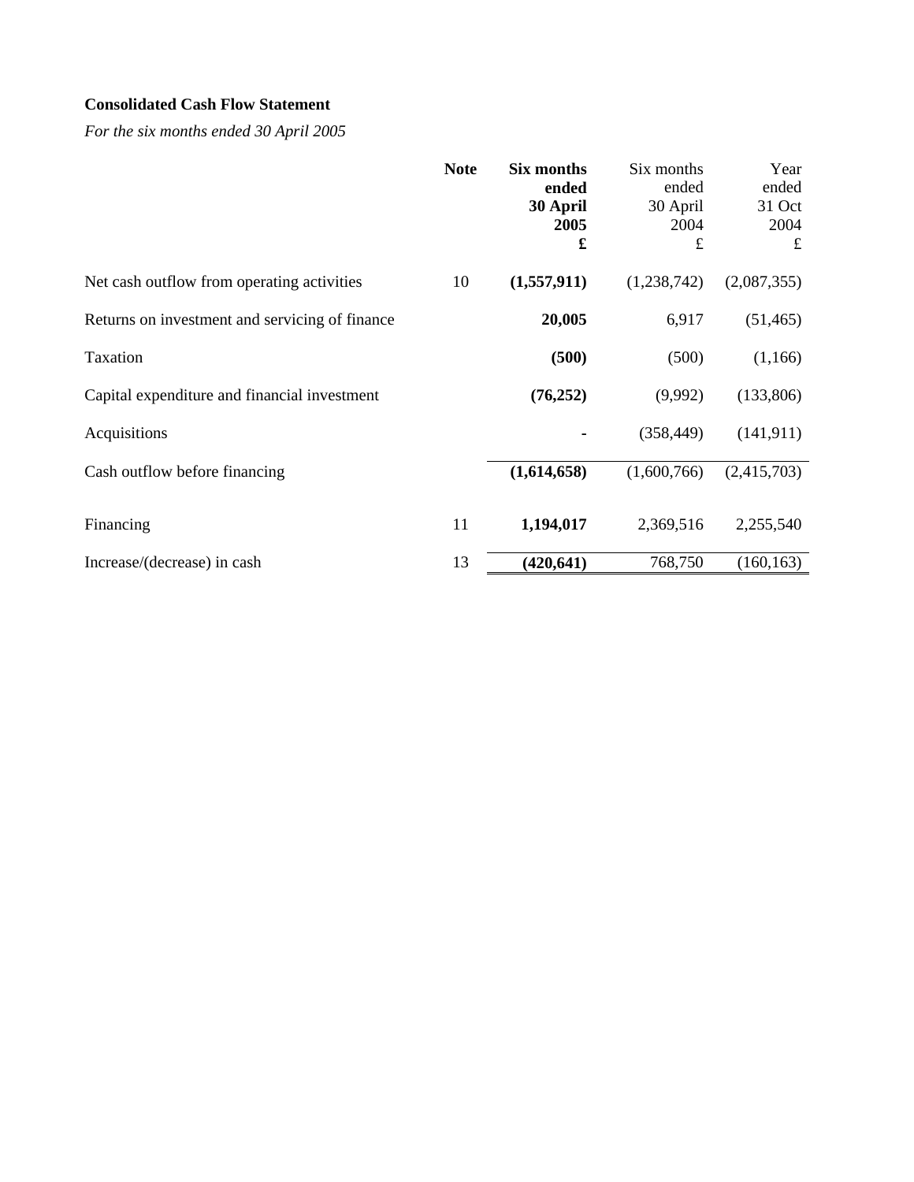**Consolidated Cash Flow Statement**

*For the six months ended 30 April 2005*

| | Note | **Six months ended 30 April 2005 £** | Six months ended 30 April 2004 £ | Year ended 31 Oct 2004 £ |
|---|---|---|---|---|
| Net cash outflow from operating activities | 10 | **(1,557,911)** | (1,238,742) | (2,087,355) |
| Returns on investment and servicing of finance | | **20,005** | 6,917 | (51,465) |
| Taxation | | **(500)** | (500) | (1,166) |
| Capital expenditure and financial investment | | **(76,252)** | (9,992) | (133,806) |
| Acquisitions | | **-** | (358,449) | (141,911) |
| Cash outflow before financing | | **(1,614,658)** | (1,600,766) | (2,415,703) |
| Financing | 11 | **1,194,017** | 2,369,516 | 2,255,540 |
| Increase/(decrease) in cash | 13 | **(420,641)** | 768,750 | (160,163) |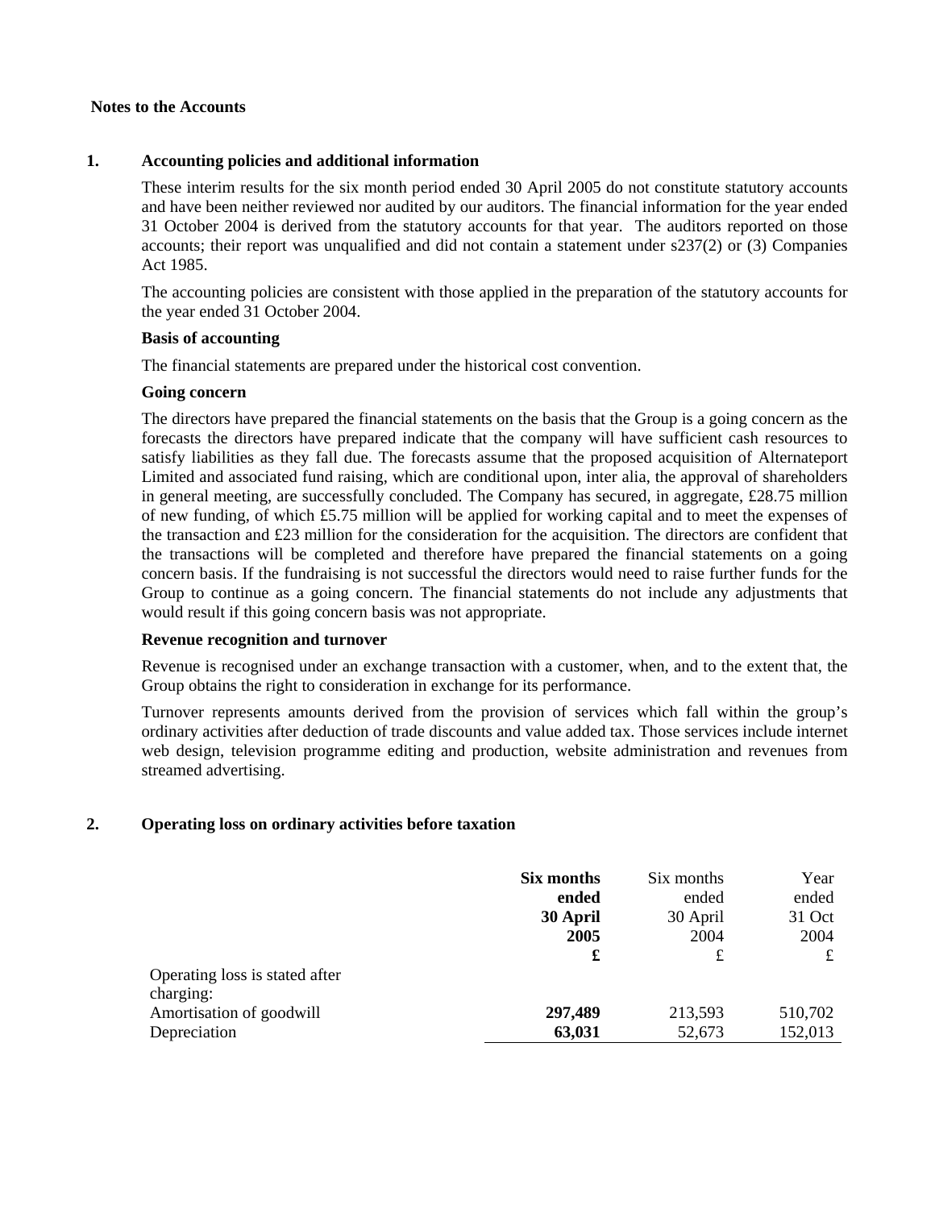**Notes to the Accounts**

## 1. Accounting policies and additional information

These interim results for the six month period ended 30 April 2005 do not constitute statutory accounts and have been neither reviewed nor audited by our auditors. The financial information for the year ended 31 October 2004 is derived from the statutory accounts for that year. The auditors reported on those accounts; their report was unqualified and did not contain a statement under s237(2) or (3) Companies Act 1985.

The accounting policies are consistent with those applied in the preparation of the statutory accounts for the year ended 31 October 2004.

**Basis of accounting**

The financial statements are prepared under the historical cost convention.

**Going concern**

The directors have prepared the financial statements on the basis that the Group is a going concern as the forecasts the directors have prepared indicate that the company will have sufficient cash resources to satisfy liabilities as they fall due. The forecasts assume that the proposed acquisition of Alternateport Limited and associated fund raising, which are conditional upon, inter alia, the approval of shareholders in general meeting, are successfully concluded. The Company has secured, in aggregate, £28.75 million of new funding, of which £5.75 million will be applied for working capital and to meet the expenses of the transaction and £23 million for the consideration for the acquisition. The directors are confident that the transactions will be completed and therefore have prepared the financial statements on a going concern basis. If the fundraising is not successful the directors would need to raise further funds for the Group to continue as a going concern. The financial statements do not include any adjustments that would result if this going concern basis was not appropriate.

**Revenue recognition and turnover**

Revenue is recognised under an exchange transaction with a customer, when, and to the extent that, the Group obtains the right to consideration in exchange for its performance.

Turnover represents amounts derived from the provision of services which fall within the group's ordinary activities after deduction of trade discounts and value added tax. Those services include internet web design, television programme editing and production, website administration and revenues from streamed advertising.

## 2. Operating loss on ordinary activities before taxation

| | **Six months ended 30 April 2005** | Six months ended 30 April 2004 | Year ended 31 Oct 2004 |
|---|---|---|---|
| | **£** | £ | £ |
| Operating loss is stated after charging: | | | |
| Amortisation of goodwill | **297,489** | 213,593 | 510,702 |
| Depreciation | **63,031** | 52,673 | 152,013 |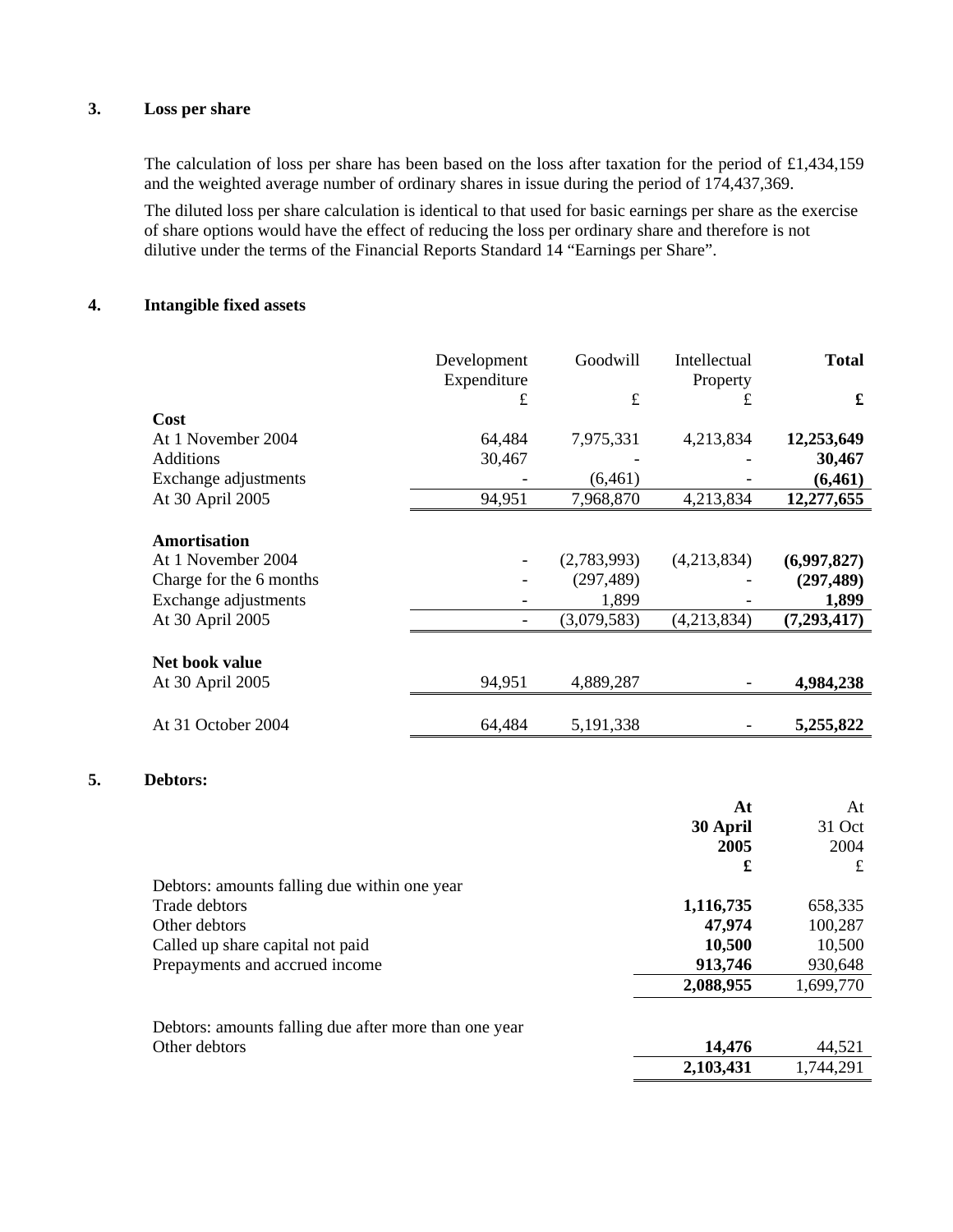## 3. Loss per share

The calculation of loss per share has been based on the loss after taxation for the period of £1,434,159 and the weighted average number of ordinary shares in issue during the period of 174,437,369.

The diluted loss per share calculation is identical to that used for basic earnings per share as the exercise of share options would have the effect of reducing the loss per ordinary share and therefore is not dilutive under the terms of the Financial Reports Standard 14 "Earnings per Share".

## 4. Intangible fixed assets

| | Development Expenditure | Goodwill | Intellectual Property | **Total** |
|---|---|---|---|---|
| | £ | £ | £ | **£** |
| **Cost** | | | | |
| At 1 November 2004 | 64,484 | 7,975,331 | 4,213,834 | **12,253,649** |
| Additions | 30,467 | - | - | **30,467** |
| Exchange adjustments | - | (6,461) | - | **(6,461)** |
| At 30 April 2005 | 94,951 | 7,968,870 | 4,213,834 | **12,277,655** |
| **Amortisation** | | | | |
| At 1 November 2004 | - | (2,783,993) | (4,213,834) | **(6,997,827)** |
| Charge for the 6 months | - | (297,489) | - | **(297,489)** |
| Exchange adjustments | - | 1,899 | - | **1,899** |
| At 30 April 2005 | - | (3,079,583) | (4,213,834) | **(7,293,417)** |
| **Net book value** | | | | |
| At 30 April 2005 | 94,951 | 4,889,287 | - | **4,984,238** |
| At 31 October 2004 | 64,484 | 5,191,338 | - | **5,255,822** |

## 5. Debtors:

| | **At 30 April 2005** | At 31 Oct 2004 |
|---|---|---|
| | **£** | £ |
| Debtors: amounts falling due within one year | | |
| Trade debtors | **1,116,735** | 658,335 |
| Other debtors | **47,974** | 100,287 |
| Called up share capital not paid | **10,500** | 10,500 |
| Prepayments and accrued income | **913,746** | 930,648 |
| | **2,088,955** | 1,699,770 |
| Debtors: amounts falling due after more than one year | | |
| Other debtors | **14,476** | 44,521 |
| | **2,103,431** | 1,744,291 |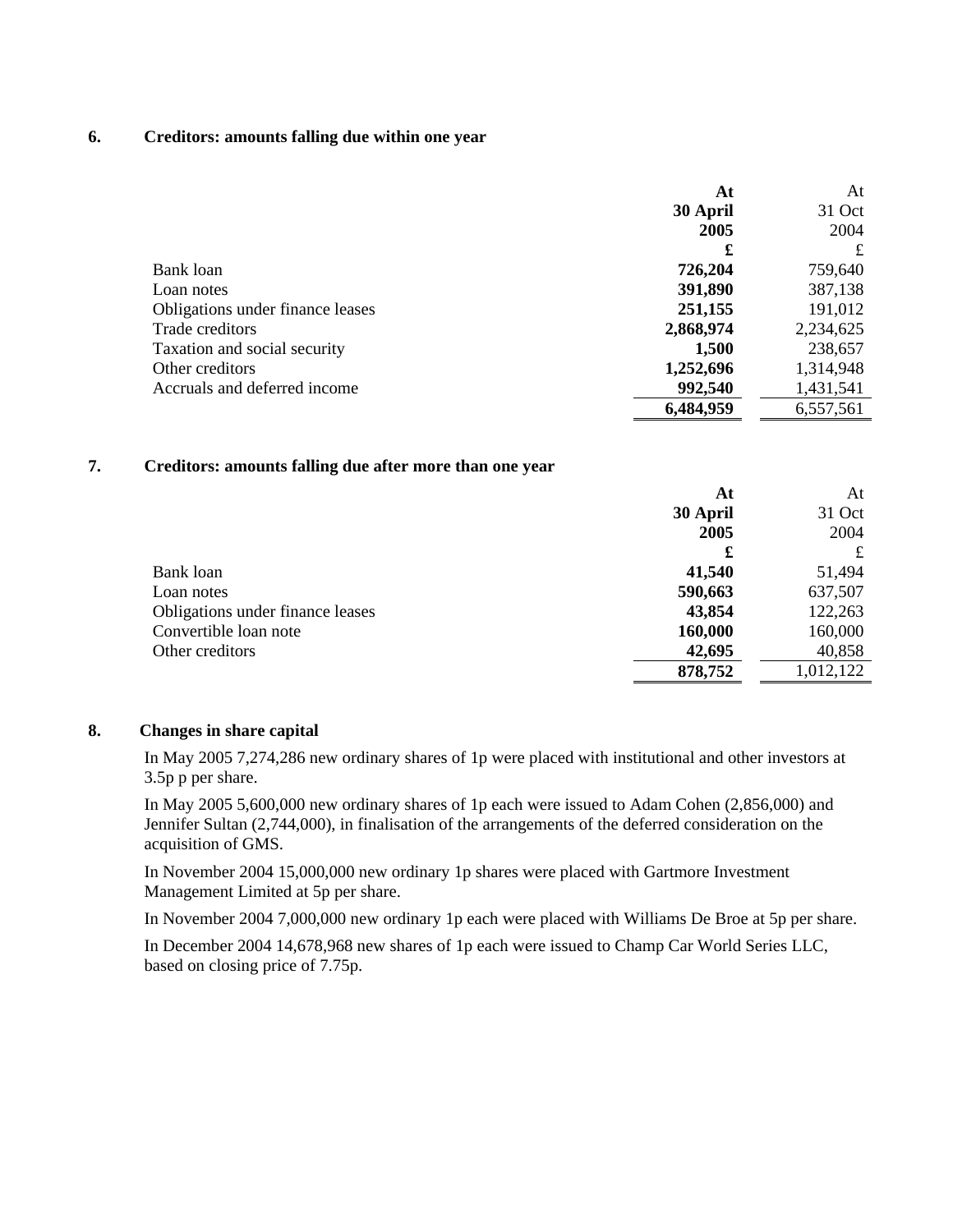## 6. Creditors: amounts falling due within one year

| | **At 30 April 2005** | At 31 Oct 2004 |
|---|---|---|
| | **£** | £ |
| Bank loan | **726,204** | 759,640 |
| Loan notes | **391,890** | 387,138 |
| Obligations under finance leases | **251,155** | 191,012 |
| Trade creditors | **2,868,974** | 2,234,625 |
| Taxation and social security | **1,500** | 238,657 |
| Other creditors | **1,252,696** | 1,314,948 |
| Accruals and deferred income | **992,540** | 1,431,541 |
| | **6,484,959** | 6,557,561 |

## 7. Creditors: amounts falling due after more than one year

| | **At 30 April 2005** | At 31 Oct 2004 |
|---|---|---|
| | **£** | £ |
| Bank loan | **41,540** | 51,494 |
| Loan notes | **590,663** | 637,507 |
| Obligations under finance leases | **43,854** | 122,263 |
| Convertible loan note | **160,000** | 160,000 |
| Other creditors | **42,695** | 40,858 |
| | **878,752** | 1,012,122 |

## 8. Changes in share capital

In May 2005 7,274,286 new ordinary shares of 1p were placed with institutional and other investors at 3.5p p per share.

In May 2005 5,600,000 new ordinary shares of 1p each were issued to Adam Cohen (2,856,000) and Jennifer Sultan (2,744,000), in finalisation of the arrangements of the deferred consideration on the acquisition of GMS.

In November 2004 15,000,000 new ordinary 1p shares were placed with Gartmore Investment Management Limited at 5p per share.

In November 2004 7,000,000 new ordinary 1p each were placed with Williams De Broe at 5p per share.

In December 2004 14,678,968 new shares of 1p each were issued to Champ Car World Series LLC, based on closing price of 7.75p.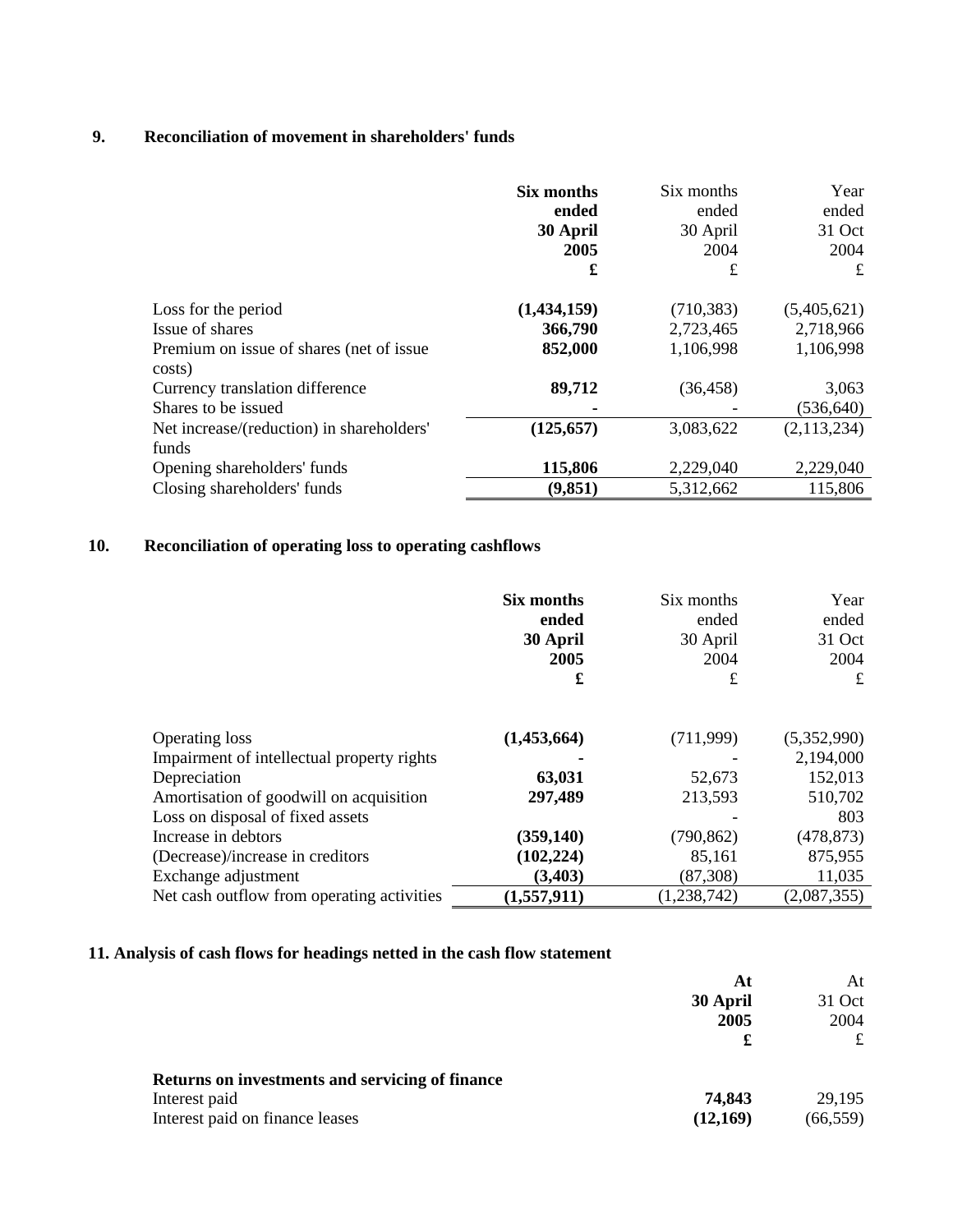## 9. Reconciliation of movement in shareholders' funds

| | **Six months ended 30 April 2005 £** | Six months ended 30 April 2004 £ | Year ended 31 Oct 2004 £ |
|---|---|---|---|
| Loss for the period | **(1,434,159)** | (710,383) | (5,405,621) |
| Issue of shares | **366,790** | 2,723,465 | 2,718,966 |
| Premium on issue of shares (net of issue costs) | **852,000** | 1,106,998 | 1,106,998 |
| Currency translation difference | **89,712** | (36,458) | 3,063 |
| Shares to be issued | **-** | - | (536,640) |
| Net increase/(reduction) in shareholders' funds | **(125,657)** | 3,083,622 | (2,113,234) |
| Opening shareholders' funds | **115,806** | 2,229,040 | 2,229,040 |
| Closing shareholders' funds | **(9,851)** | 5,312,662 | 115,806 |

## 10. Reconciliation of operating loss to operating cashflows

| | **Six months ended 30 April 2005 £** | Six months ended 30 April 2004 £ | Year ended 31 Oct 2004 £ |
|---|---|---|---|
| Operating loss | **(1,453,664)** | (711,999) | (5,352,990) |
| Impairment of intellectual property rights | **-** | - | 2,194,000 |
| Depreciation | **63,031** | 52,673 | 152,013 |
| Amortisation of goodwill on acquisition | **297,489** | 213,593 | 510,702 |
| Loss on disposal of fixed assets | | - | 803 |
| Increase in debtors | **(359,140)** | (790,862) | (478,873) |
| (Decrease)/increase in creditors | **(102,224)** | 85,161 | 875,955 |
| Exchange adjustment | **(3,403)** | (87,308) | 11,035 |
| Net cash outflow from operating activities | **(1,557,911)** | (1,238,742) | (2,087,355) |

## 11. Analysis of cash flows for headings netted in the cash flow statement

| | **At 30 April 2005 £** | At 31 Oct 2004 £ |
|---|---|---|
| **Returns on investments and servicing of finance** | | |
| Interest paid | **74,843** | 29,195 |
| Interest paid on finance leases | **(12,169)** | (66,559) |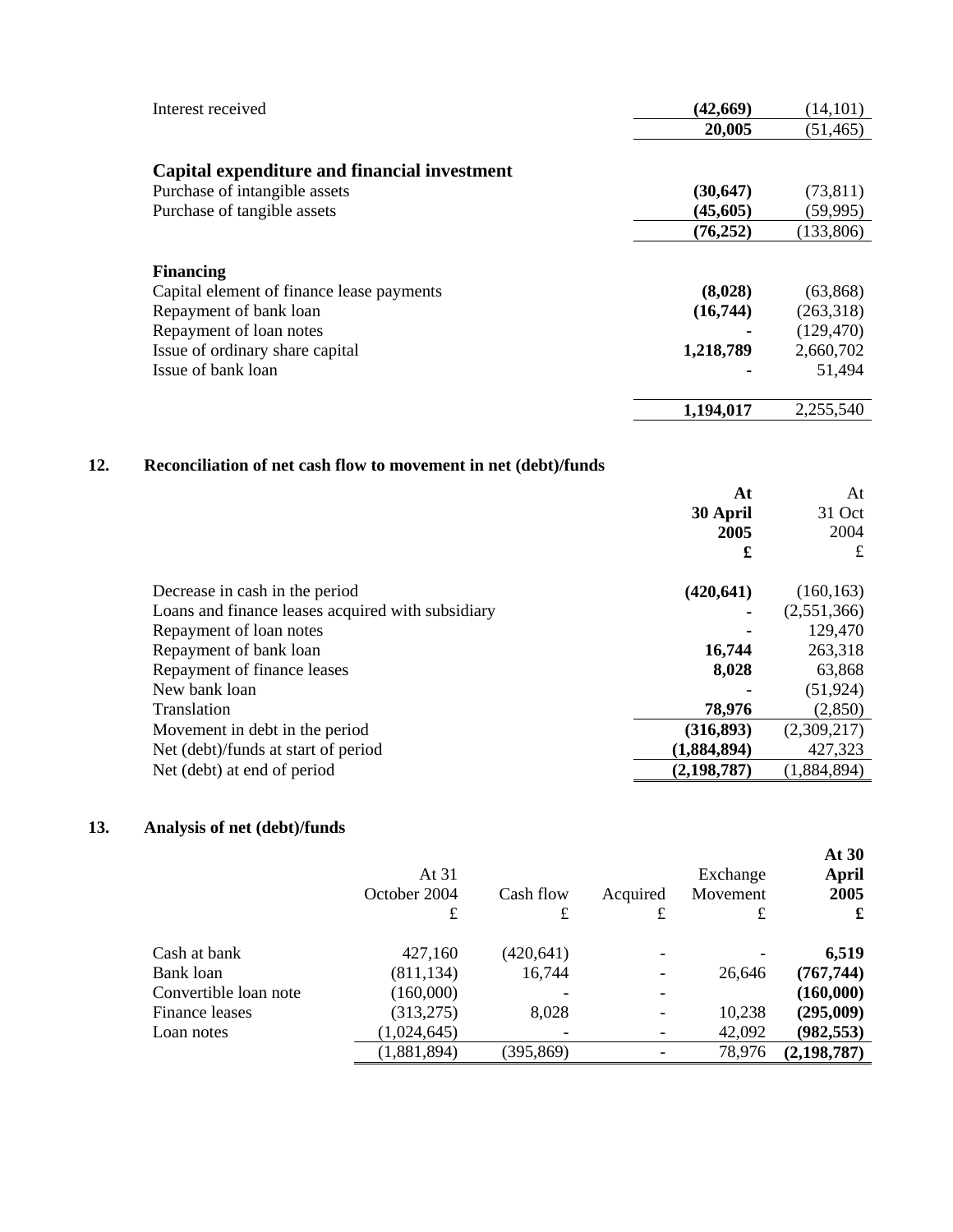| | | |
|---|---|---|
| Interest received | **(42,669)** | (14,101) |
| | **20,005** | (51,465) |

| | | |
|---|---|---|
| **Capital expenditure and financial investment** | | |
| Purchase of intangible assets | **(30,647)** | (73,811) |
| Purchase of tangible assets | **(45,605)** | (59,995) |
| | **(76,252)** | (133,806) |

| | | |
|---|---|---|
| **Financing** | | |
| Capital element of finance lease payments | **(8,028)** | (63,868) |
| Repayment of bank loan | **(16,744)** | (263,318) |
| Repayment of loan notes | **-** | (129,470) |
| Issue of ordinary share capital | **1,218,789** | 2,660,702 |
| Issue of bank loan | **-** | 51,494 |
| | **1,194,017** | 2,255,540 |

## 12. Reconciliation of net cash flow to movement in net (debt)/funds

| | **At 30 April 2005 £** | At 31 Oct 2004 £ |
|---|---|---|
| Decrease in cash in the period | **(420,641)** | (160,163) |
| Loans and finance leases acquired with subsidiary | **-** | (2,551,366) |
| Repayment of loan notes | **-** | 129,470 |
| Repayment of bank loan | **16,744** | 263,318 |
| Repayment of finance leases | **8,028** | 63,868 |
| New bank loan | **-** | (51,924) |
| Translation | **78,976** | (2,850) |
| Movement in debt in the period | **(316,893)** | (2,309,217) |
| Net (debt)/funds at start of period | **(1,884,894)** | 427,323 |
| Net (debt) at end of period | **(2,198,787)** | (1,884,894) |

## 13. Analysis of net (debt)/funds

| | At 31 October 2004 £ | Cash flow £ | Acquired £ | Exchange Movement £ | **At 30 April 2005 £** |
|---|---|---|---|---|---|
| Cash at bank | 427,160 | (420,641) | - | - | **6,519** |
| Bank loan | (811,134) | 16,744 | - | 26,646 | **(767,744)** |
| Convertible loan note | (160,000) | - | - | | **(160,000)** |
| Finance leases | (313,275) | 8,028 | - | 10,238 | **(295,009)** |
| Loan notes | (1,024,645) | - | - | 42,092 | **(982,553)** |
| | (1,881,894) | (395,869) | - | 78,976 | **(2,198,787)** |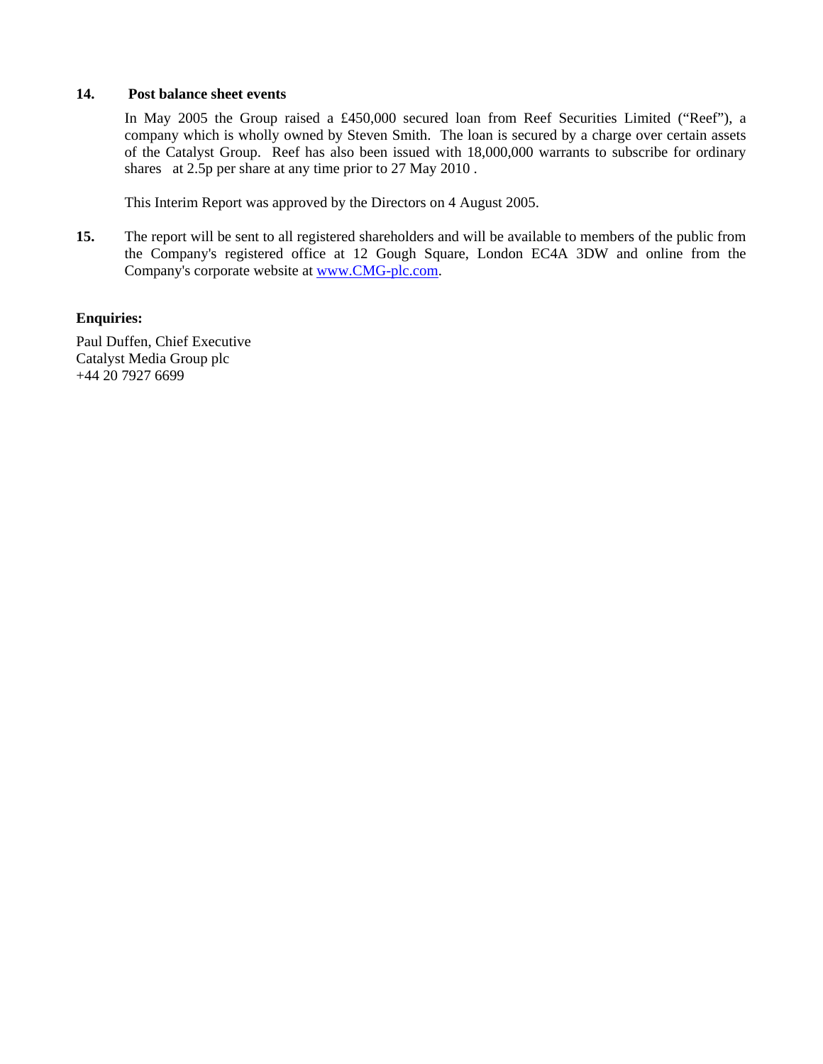**14. Post balance sheet events**

In May 2005 the Group raised a £450,000 secured loan from Reef Securities Limited ("Reef"), a company which is wholly owned by Steven Smith. The loan is secured by a charge over certain assets of the Catalyst Group. Reef has also been issued with 18,000,000 warrants to subscribe for ordinary shares at 2.5p per share at any time prior to 27 May 2010 .

This Interim Report was approved by the Directors on 4 August 2005.

**15.** The report will be sent to all registered shareholders and will be available to members of the public from the Company's registered office at 12 Gough Square, London EC4A 3DW and online from the Company's corporate website at www.CMG-plc.com.

**Enquiries:**

Paul Duffen, Chief Executive
Catalyst Media Group plc
+44 20 7927 6699